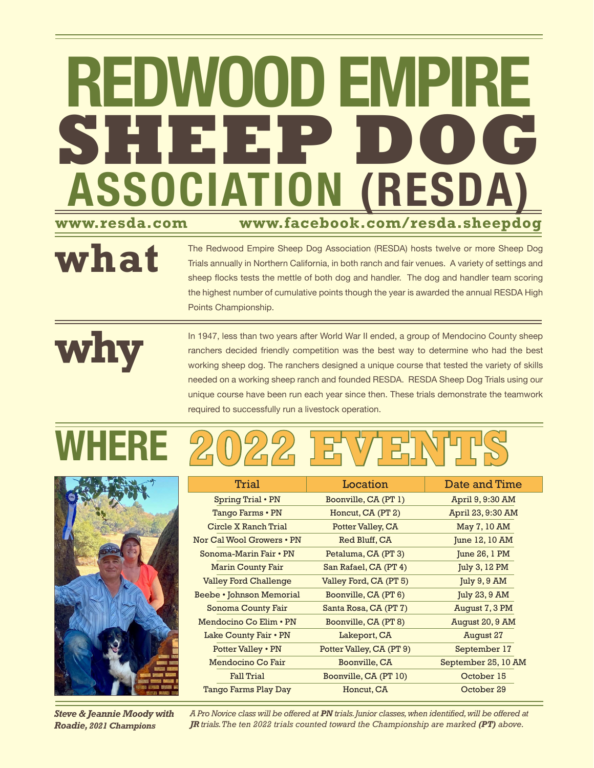# REDWOOD EMPIRE SHEEP DOG ASSOCIATION (RESDA)

www.resda.com www.facebook.com/resda.sheepdog

## what

The Redwood Empire Sheep Dog Association (RESDA) hosts twelve or more Sheep Dog Trials annually in Northern California, in both ranch and fair venues. A variety of settings and sheep flocks tests the mettle of both dog and handler. The dog and handler team scoring the highest number of cumulative points though the year is awarded the annual RESDA High Points Championship.

## why

In 1947, less than two years after World War II ended, a group of Mendocino County sheep ranchers decided friendly competition was the best way to determine who had the best working sheep dog. The ranchers designed a unique course that tested the variety of skills needed on a working sheep ranch and founded RESDA. RESDA Sheep Dog Trials using our unique course have been run each year since then. These trials demonstrate the teamwork required to successfully run a livestock operation.

## WHERE 2022 EVENTS

| Trial | Location | Date and Time |
|---|---|---|
| Spring Trial • PN | Boonville, CA (PT 1) | April 9, 9:30 AM |
| Tango Farms • PN | Honcut, CA (PT 2) | April 23, 9:30 AM |
| Circle X Ranch Trial | Potter Valley, CA | May 7, 10 AM |
| Nor Cal Wool Growers • PN | Red Bluff, CA | June 12, 10 AM |
| Sonoma-Marin Fair • PN | Petaluma, CA (PT 3) | June 26, 1 PM |
| Marin County Fair | San Rafael, CA (PT 4) | July 3, 12 PM |
| Valley Ford Challenge | Valley Ford, CA (PT 5) | July 9, 9 AM |
| Beebe • Johnson Memorial | Boonville, CA (PT 6) | July 23, 9 AM |
| Sonoma County Fair | Santa Rosa, CA (PT 7) | August 7, 3 PM |
| Mendocino Co Elim • PN | Boonville, CA (PT 8) | August 20, 9 AM |
| Lake County Fair • PN | Lakeport, CA | August 27 |
| Potter Valley • PN | Potter Valley, CA (PT 9) | September 17 |
| Mendocino Co Fair | Boonville, CA | September 25, 10 AM |
| Fall Trial | Boonville, CA (PT 10) | October 15 |
| Tango Farms Play Day | Honcut, CA | October 29 |

***Steve & Jeannie Moody with Roadie, 2021 Champions***

*A Pro Novice class will be offered at **PN** trials. Junior classes, when identified, will be offered at **JR** trials. The ten 2022 trials counted toward the Championship are marked **(PT)** above.*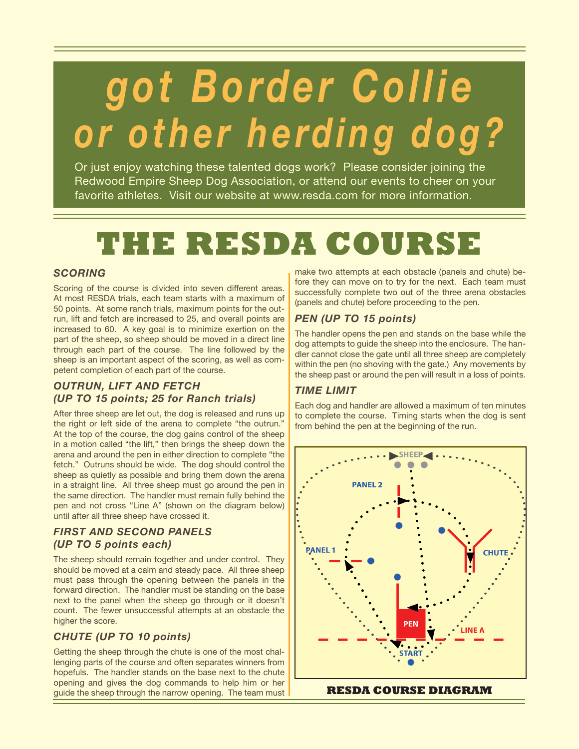# got Border Collie or other herding dog?

Or just enjoy watching these talented dogs work? Please consider joining the Redwood Empire Sheep Dog Association, or attend our events to cheer on your favorite athletes. Visit our website at www.resda.com for more information.

# THE RESDA COURSE

### *SCORING*

Scoring of the course is divided into seven different areas. At most RESDA trials, each team starts with a maximum of 50 points. At some ranch trials, maximum points for the outrun, lift and fetch are increased to 25, and overall points are increased to 60. A key goal is to minimize exertion on the part of the sheep, so sheep should be moved in a direct line through each part of the course. The line followed by the sheep is an important aspect of the scoring, as well as competent completion of each part of the course.

### *OUTRUN, LIFT AND FETCH (UP TO 15 points; 25 for Ranch trials)*

After three sheep are let out, the dog is released and runs up the right or left side of the arena to complete "the outrun." At the top of the course, the dog gains control of the sheep in a motion called "the lift," then brings the sheep down the arena and around the pen in either direction to complete "the fetch." Outruns should be wide. The dog should control the sheep as quietly as possible and bring them down the arena in a straight line. All three sheep must go around the pen in the same direction. The handler must remain fully behind the pen and not cross "Line A" (shown on the diagram below) until after all three sheep have crossed it.

### *FIRST AND SECOND PANELS (UP TO 5 points each)*

The sheep should remain together and under control. They should be moved at a calm and steady pace. All three sheep must pass through the opening between the panels in the forward direction. The handler must be standing on the base next to the panel when the sheep go through or it doesn't count. The fewer unsuccessful attempts at an obstacle the higher the score.

### *CHUTE (UP TO 10 points)*

Getting the sheep through the chute is one of the most challenging parts of the course and often separates winners from hopefuls. The handler stands on the base next to the chute opening and gives the dog commands to help him or her guide the sheep through the narrow opening. The team must make two attempts at each obstacle (panels and chute) before they can move on to try for the next. Each team must successfully complete two out of the three arena obstacles (panels and chute) before proceeding to the pen.

### *PEN (UP TO 15 points)*

The handler opens the pen and stands on the base while the dog attempts to guide the sheep into the enclosure. The handler cannot close the gate until all three sheep are completely within the pen (no shoving with the gate.) Any movements by the sheep past or around the pen will result in a loss of points.

### *TIME LIMIT*

Each dog and handler are allowed a maximum of ten minutes to complete the course. Timing starts when the dog is sent from behind the pen at the beginning of the run.

SHEEP

PANEL 2

PANEL 1

CHUTE

PEN

LINE A

START

**RESDA COURSE DIAGRAM**